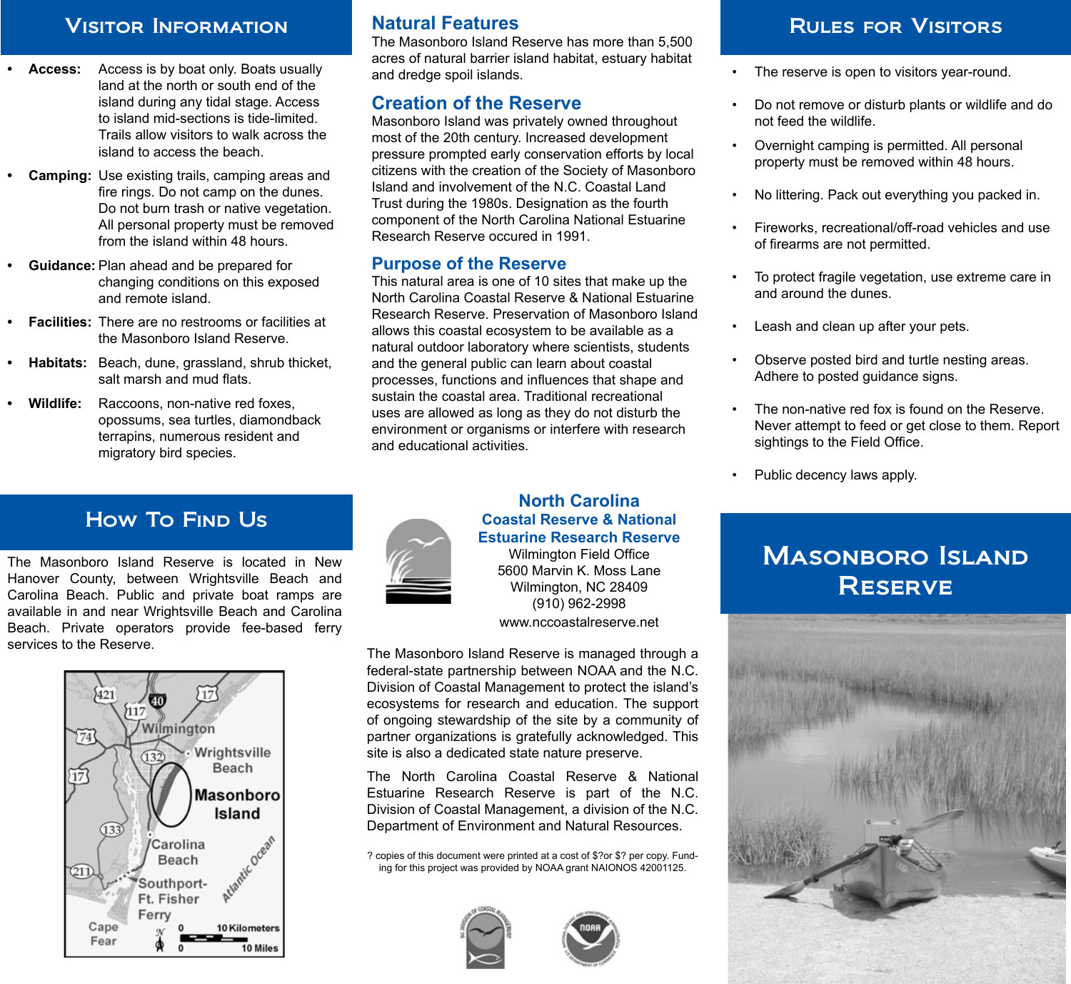## Visitor Information

- **Access:** Access is by boat only. Boats usually land at the north or south end of the island during any tidal stage. Access to island mid-sections is tide-limited. Trails allow visitors to walk across the island to access the beach.
- **Camping:** Use existing trails, camping areas and fire rings. Do not camp on the dunes. Do not burn trash or native vegetation. All personal property must be removed from the island within 48 hours.
- **Guidance:** Plan ahead and be prepared for changing conditions on this exposed and remote island.
- **Facilities:** There are no restrooms or facilities at the Masonboro Island Reserve.
- **Habitats:** Beach, dune, grassland, shrub thicket, salt marsh and mud flats.
- **Wildlife:** Raccoons, non-native red foxes, opossums, sea turtles, diamondback terrapins, numerous resident and migratory bird species.

## How To Find Us

The Masonboro Island Reserve is located in New Hanover County, between Wrightsville Beach and Carolina Beach. Public and private boat ramps are available in and near Wrightsville Beach and Carolina Beach. Private operators provide fee-based ferry services to the Reserve.

## Natural Features

The Masonboro Island Reserve has more than 5,500 acres of natural barrier island habitat, estuary habitat and dredge spoil islands.

## Creation of the Reserve

Masonboro Island was privately owned throughout most of the 20th century. Increased development pressure prompted early conservation efforts by local citizens with the creation of the Society of Masonboro Island and involvement of the N.C. Coastal Land Trust during the 1980s. Designation as the fourth component of the North Carolina National Estuarine Research Reserve occured in 1991.

## Purpose of the Reserve

This natural area is one of 10 sites that make up the North Carolina Coastal Reserve & National Estuarine Research Reserve. Preservation of Masonboro Island allows this coastal ecosystem to be available as a natural outdoor laboratory where scientists, students and the general public can learn about coastal processes, functions and influences that shape and sustain the coastal area. Traditional recreational uses are allowed as long as they do not disturb the environment or organisms or interfere with research and educational activities.

**North Carolina**
**Coastal Reserve & National Estuarine Research Reserve**
Wilmington Field Office
5600 Marvin K. Moss Lane
Wilmington, NC 28409
(910) 962-2998
www.nccoastalreserve.net

The Masonboro Island Reserve is managed through a federal-state partnership between NOAA and the N.C. Division of Coastal Management to protect the island's ecosystems for research and education. The support of ongoing stewardship of the site by a community of partner organizations is gratefully acknowledged. This site is also a dedicated state nature preserve.

The North Carolina Coastal Reserve & National Estuarine Research Reserve is part of the N.C. Division of Coastal Management, a division of the N.C. Department of Environment and Natural Resources.

? copies of this document were printed at a cost of $?or $? per copy. Funding for this project was provided by NOAA grant NAIONOS 42001125.

## Rules for Visitors

- The reserve is open to visitors year-round.
- Do not remove or disturb plants or wildlife and do not feed the wildlife.
- Overnight camping is permitted. All personal property must be removed within 48 hours.
- No littering. Pack out everything you packed in.
- Fireworks, recreational/off-road vehicles and use of firearms are not permitted.
- To protect fragile vegetation, use extreme care in and around the dunes.
- Leash and clean up after your pets.
- Observe posted bird and turtle nesting areas. Adhere to posted guidance signs.
- The non-native red fox is found on the Reserve. Never attempt to feed or get close to them. Report sightings to the Field Office.
- Public decency laws apply.

# Masonboro Island Reserve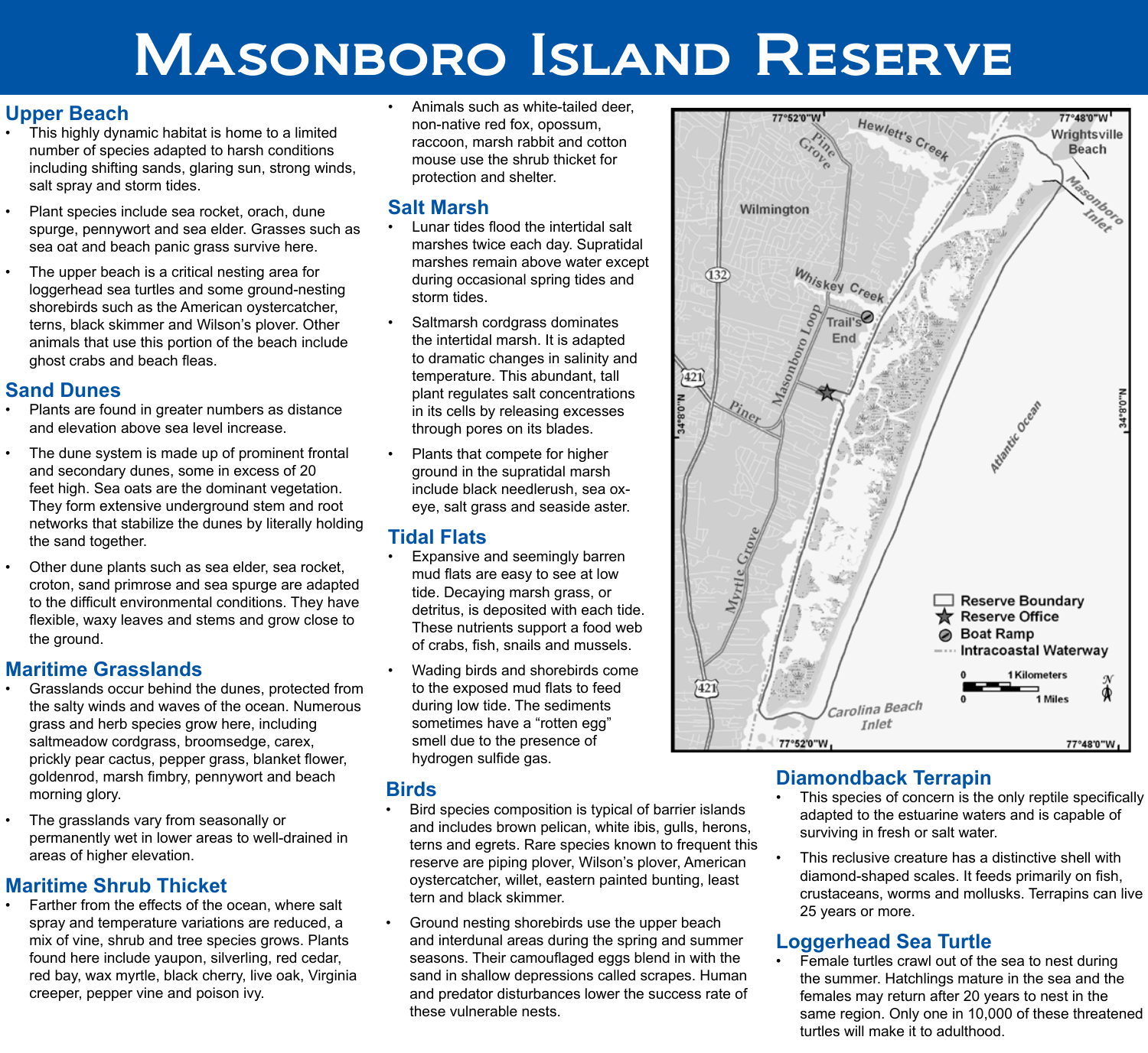# Masonboro Island Reserve

## Upper Beach

- This highly dynamic habitat is home to a limited number of species adapted to harsh conditions including shifting sands, glaring sun, strong winds, salt spray and storm tides.
- Plant species include sea rocket, orach, dune spurge, pennywort and sea elder. Grasses such as sea oat and beach panic grass survive here.
- The upper beach is a critical nesting area for loggerhead sea turtles and some ground-nesting shorebirds such as the American oystercatcher, terns, black skimmer and Wilson's plover. Other animals that use this portion of the beach include ghost crabs and beach fleas.

## Sand Dunes

- Plants are found in greater numbers as distance and elevation above sea level increase.
- The dune system is made up of prominent frontal and secondary dunes, some in excess of 20 feet high. Sea oats are the dominant vegetation. They form extensive underground stem and root networks that stabilize the dunes by literally holding the sand together.
- Other dune plants such as sea elder, sea rocket, croton, sand primrose and sea spurge are adapted to the difficult environmental conditions. They have flexible, waxy leaves and stems and grow close to the ground.

## Maritime Grasslands

- Grasslands occur behind the dunes, protected from the salty winds and waves of the ocean. Numerous grass and herb species grow here, including saltmeadow cordgrass, broomsedge, carex, prickly pear cactus, pepper grass, blanket flower, goldenrod, marsh fimbry, pennywort and beach morning glory.
- The grasslands vary from seasonally or permanently wet in lower areas to well-drained in areas of higher elevation.

## Maritime Shrub Thicket

- Farther from the effects of the ocean, where salt spray and temperature variations are reduced, a mix of vine, shrub and tree species grows. Plants found here include yaupon, silverling, red cedar, red bay, wax myrtle, black cherry, live oak, Virginia creeper, pepper vine and poison ivy.
- Animals such as white-tailed deer, non-native red fox, opossum, raccoon, marsh rabbit and cotton mouse use the shrub thicket for protection and shelter.

## Salt Marsh

- Lunar tides flood the intertidal salt marshes twice each day. Supratidal marshes remain above water except during occasional spring tides and storm tides.
- Saltmarsh cordgrass dominates the intertidal marsh. It is adapted to dramatic changes in salinity and temperature. This abundant, tall plant regulates salt concentrations in its cells by releasing excesses through pores on its blades.
- Plants that compete for higher ground in the supratidal marsh include black needlerush, sea ox-eye, salt grass and seaside aster.

## Tidal Flats

- Expansive and seemingly barren mud flats are easy to see at low tide. Decaying marsh grass, or detritus, is deposited with each tide. These nutrients support a food web of crabs, fish, snails and mussels.
- Wading birds and shorebirds come to the exposed mud flats to feed during low tide. The sediments sometimes have a "rotten egg" smell due to the presence of hydrogen sulfide gas.

77°52'0"W
77°48'0"W
34°8'0"N
Wrightsville Beach
Hewlett's Creek
Pine Grove
Masonboro Inlet
Wilmington
132
Whiskey Creek
Trail's End
Masonboro Loop
421
Piner
Atlantic Ocean
Myrtle Grove
421
Carolina Beach Inlet
Reserve Boundary
Reserve Office
Boat Ramp
Intracoastal Waterway
0 1 Kilometers
0 1 Miles
N

## Birds

- Bird species composition is typical of barrier islands and includes brown pelican, white ibis, gulls, herons, terns and egrets. Rare species known to frequent this reserve are piping plover, Wilson's plover, American oystercatcher, willet, eastern painted bunting, least tern and black skimmer.
- Ground nesting shorebirds use the upper beach and interdunal areas during the spring and summer seasons. Their camouflaged eggs blend in with the sand in shallow depressions called scrapes. Human and predator disturbances lower the success rate of these vulnerable nests.

## Diamondback Terrapin

- This species of concern is the only reptile specifically adapted to the estuarine waters and is capable of surviving in fresh or salt water.
- This reclusive creature has a distinctive shell with diamond-shaped scales. It feeds primarily on fish, crustaceans, worms and mollusks. Terrapins can live 25 years or more.

## Loggerhead Sea Turtle

- Female turtles crawl out of the sea to nest during the summer. Hatchlings mature in the sea and the females may return after 20 years to nest in the same region. Only one in 10,000 of these threatened turtles will make it to adulthood.